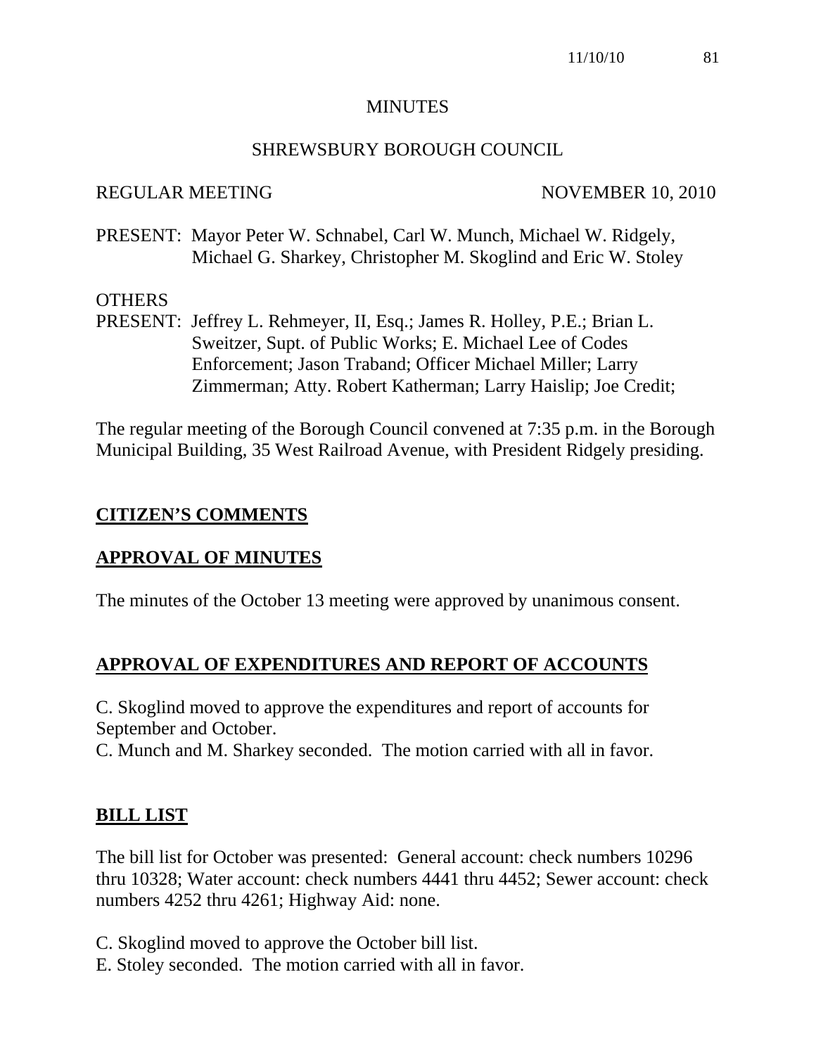# MINUTES

## SHREWSBURY BOROUGH COUNCIL

REGULAR MEETING NOVEMBER 10, 2010

PRESENT: Mayor Peter W. Schnabel, Carl W. Munch, Michael W. Ridgely, Michael G. Sharkey, Christopher M. Skoglind and Eric W. Stoley

OTHERS
PRESENT: Jeffrey L. Rehmeyer, II, Esq.; James R. Holley, P.E.; Brian L. Sweitzer, Supt. of Public Works; E. Michael Lee of Codes Enforcement; Jason Traband; Officer Michael Miller; Larry Zimmerman; Atty. Robert Katherman; Larry Haislip; Joe Credit;

The regular meeting of the Borough Council convened at 7:35 p.m. in the Borough Municipal Building, 35 West Railroad Avenue, with President Ridgely presiding.

## CITIZEN'S COMMENTS

## APPROVAL OF MINUTES

The minutes of the October 13 meeting were approved by unanimous consent.

## APPROVAL OF EXPENDITURES AND REPORT OF ACCOUNTS

C. Skoglind moved to approve the expenditures and report of accounts for September and October.
C. Munch and M. Sharkey seconded. The motion carried with all in favor.

## BILL LIST

The bill list for October was presented: General account: check numbers 10296 thru 10328; Water account: check numbers 4441 thru 4452; Sewer account: check numbers 4252 thru 4261; Highway Aid: none.

C. Skoglind moved to approve the October bill list.
E. Stoley seconded. The motion carried with all in favor.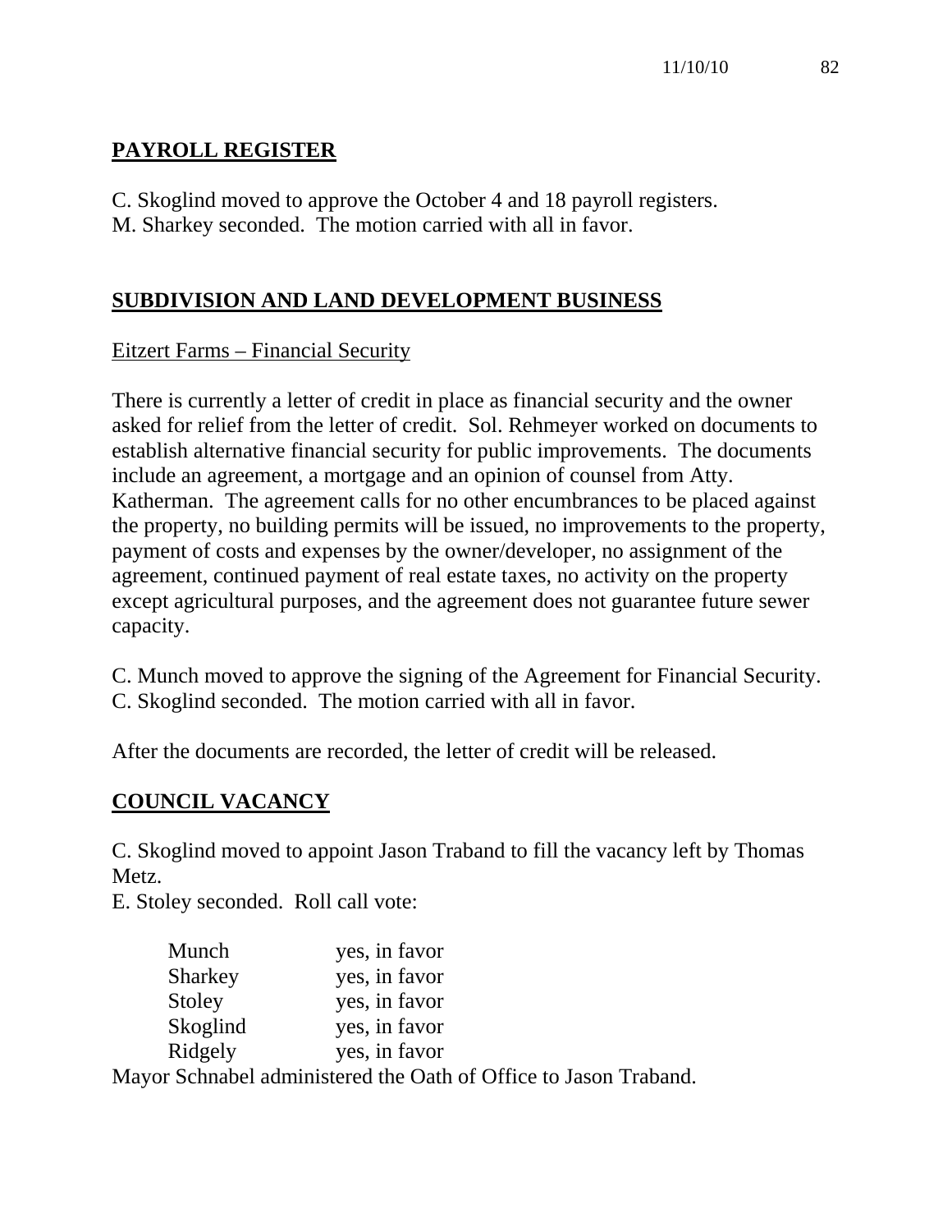## PAYROLL REGISTER

C. Skoglind moved to approve the October 4 and 18 payroll registers.
M. Sharkey seconded. The motion carried with all in favor.

## SUBDIVISION AND LAND DEVELOPMENT BUSINESS

Eitzert Farms – Financial Security

There is currently a letter of credit in place as financial security and the owner asked for relief from the letter of credit. Sol. Rehmeyer worked on documents to establish alternative financial security for public improvements. The documents include an agreement, a mortgage and an opinion of counsel from Atty. Katherman. The agreement calls for no other encumbrances to be placed against the property, no building permits will be issued, no improvements to the property, payment of costs and expenses by the owner/developer, no assignment of the agreement, continued payment of real estate taxes, no activity on the property except agricultural purposes, and the agreement does not guarantee future sewer capacity.

C. Munch moved to approve the signing of the Agreement for Financial Security.
C. Skoglind seconded. The motion carried with all in favor.

After the documents are recorded, the letter of credit will be released.

## COUNCIL VACANCY

C. Skoglind moved to appoint Jason Traband to fill the vacancy left by Thomas Metz.
E. Stoley seconded. Roll call vote:

| | |
|---|---|
| Munch | yes, in favor |
| Sharkey | yes, in favor |
| Stoley | yes, in favor |
| Skoglind | yes, in favor |
| Ridgely | yes, in favor |

Mayor Schnabel administered the Oath of Office to Jason Traband.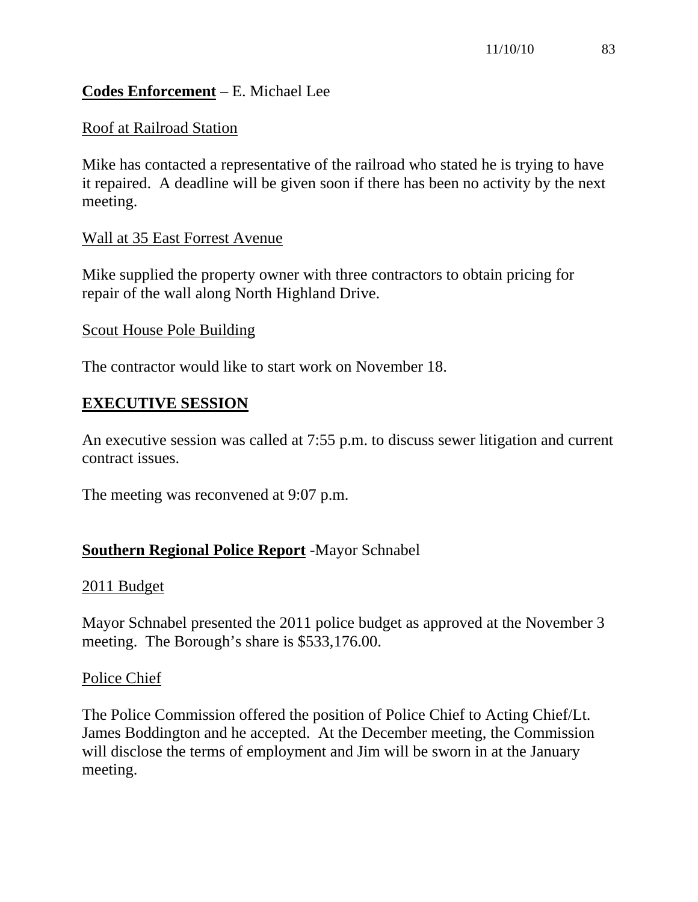**Codes Enforcement** – E. Michael Lee

Roof at Railroad Station

Mike has contacted a representative of the railroad who stated he is trying to have it repaired. A deadline will be given soon if there has been no activity by the next meeting.

Wall at 35 East Forrest Avenue

Mike supplied the property owner with three contractors to obtain pricing for repair of the wall along North Highland Drive.

Scout House Pole Building

The contractor would like to start work on November 18.

## EXECUTIVE SESSION

An executive session was called at 7:55 p.m. to discuss sewer litigation and current contract issues.

The meeting was reconvened at 9:07 p.m.

**Southern Regional Police Report** -Mayor Schnabel

2011 Budget

Mayor Schnabel presented the 2011 police budget as approved at the November 3 meeting. The Borough's share is $533,176.00.

Police Chief

The Police Commission offered the position of Police Chief to Acting Chief/Lt. James Boddington and he accepted. At the December meeting, the Commission will disclose the terms of employment and Jim will be sworn in at the January meeting.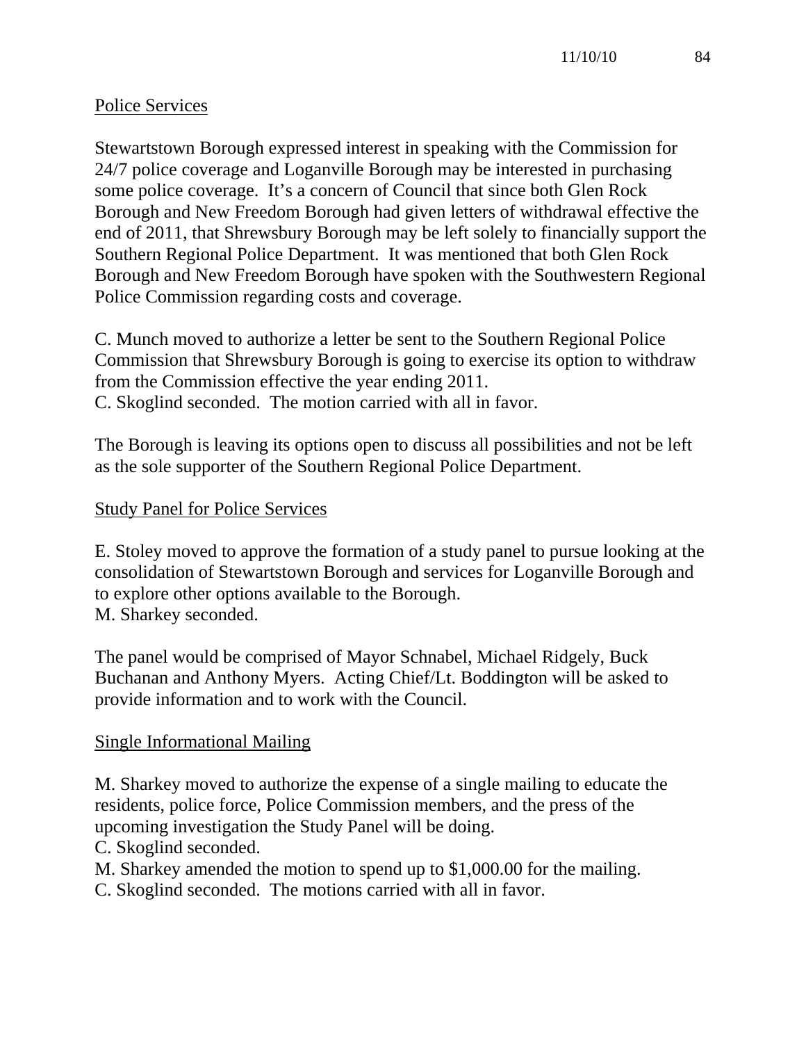Police Services

Stewartstown Borough expressed interest in speaking with the Commission for 24/7 police coverage and Loganville Borough may be interested in purchasing some police coverage. It's a concern of Council that since both Glen Rock Borough and New Freedom Borough had given letters of withdrawal effective the end of 2011, that Shrewsbury Borough may be left solely to financially support the Southern Regional Police Department. It was mentioned that both Glen Rock Borough and New Freedom Borough have spoken with the Southwestern Regional Police Commission regarding costs and coverage.

C. Munch moved to authorize a letter be sent to the Southern Regional Police Commission that Shrewsbury Borough is going to exercise its option to withdraw from the Commission effective the year ending 2011.
C. Skoglind seconded. The motion carried with all in favor.

The Borough is leaving its options open to discuss all possibilities and not be left as the sole supporter of the Southern Regional Police Department.

Study Panel for Police Services

E. Stoley moved to approve the formation of a study panel to pursue looking at the consolidation of Stewartstown Borough and services for Loganville Borough and to explore other options available to the Borough.
M. Sharkey seconded.

The panel would be comprised of Mayor Schnabel, Michael Ridgely, Buck Buchanan and Anthony Myers. Acting Chief/Lt. Boddington will be asked to provide information and to work with the Council.

Single Informational Mailing

M. Sharkey moved to authorize the expense of a single mailing to educate the residents, police force, Police Commission members, and the press of the upcoming investigation the Study Panel will be doing.
C. Skoglind seconded.
M. Sharkey amended the motion to spend up to $1,000.00 for the mailing.
C. Skoglind seconded. The motions carried with all in favor.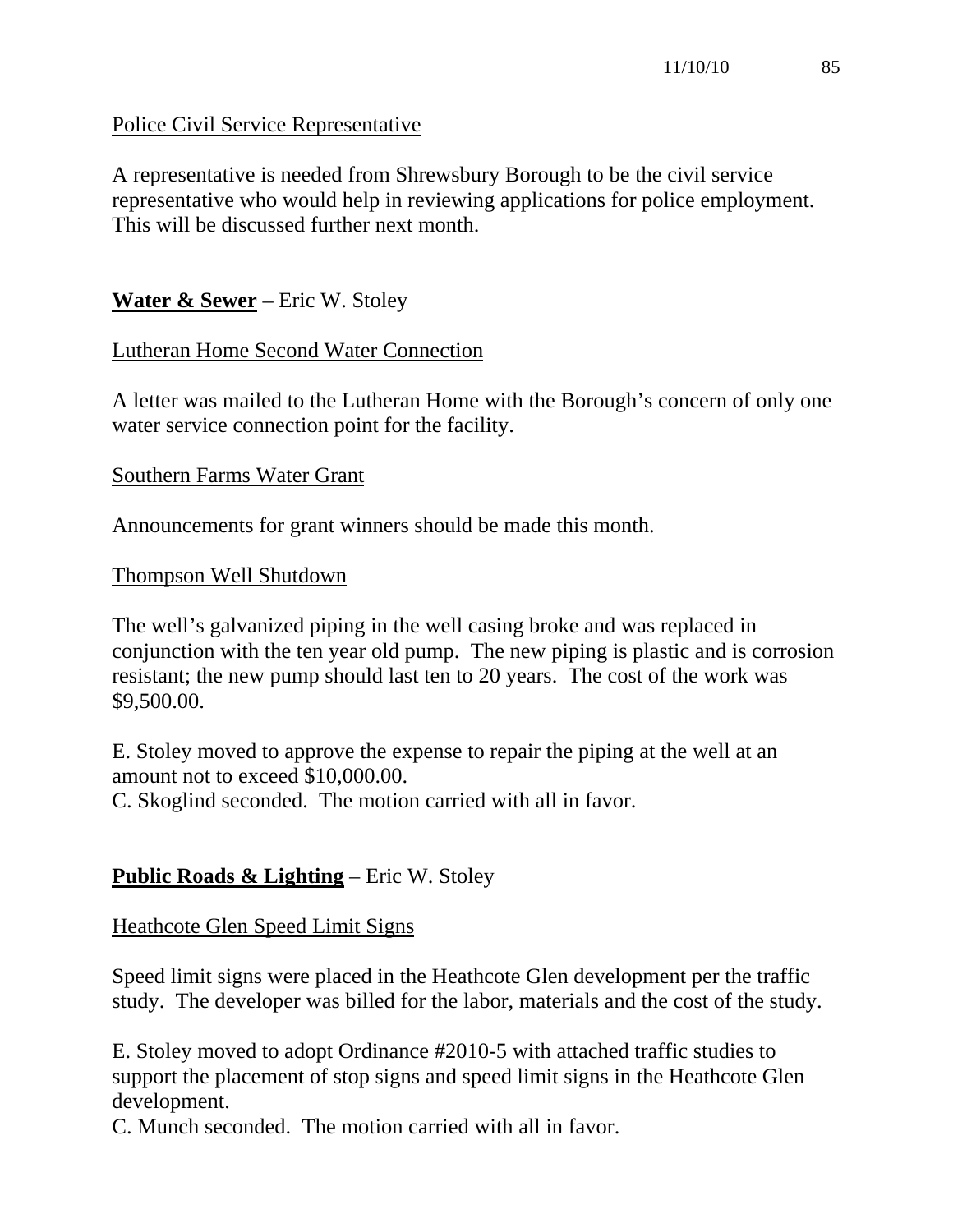Police Civil Service Representative

A representative is needed from Shrewsbury Borough to be the civil service representative who would help in reviewing applications for police employment. This will be discussed further next month.

**Water & Sewer** – Eric W. Stoley

Lutheran Home Second Water Connection

A letter was mailed to the Lutheran Home with the Borough's concern of only one water service connection point for the facility.

Southern Farms Water Grant

Announcements for grant winners should be made this month.

Thompson Well Shutdown

The well's galvanized piping in the well casing broke and was replaced in conjunction with the ten year old pump. The new piping is plastic and is corrosion resistant; the new pump should last ten to 20 years. The cost of the work was $9,500.00.

E. Stoley moved to approve the expense to repair the piping at the well at an amount not to exceed $10,000.00.
C. Skoglind seconded. The motion carried with all in favor.

**Public Roads & Lighting** – Eric W. Stoley

Heathcote Glen Speed Limit Signs

Speed limit signs were placed in the Heathcote Glen development per the traffic study. The developer was billed for the labor, materials and the cost of the study.

E. Stoley moved to adopt Ordinance #2010-5 with attached traffic studies to support the placement of stop signs and speed limit signs in the Heathcote Glen development.
C. Munch seconded. The motion carried with all in favor.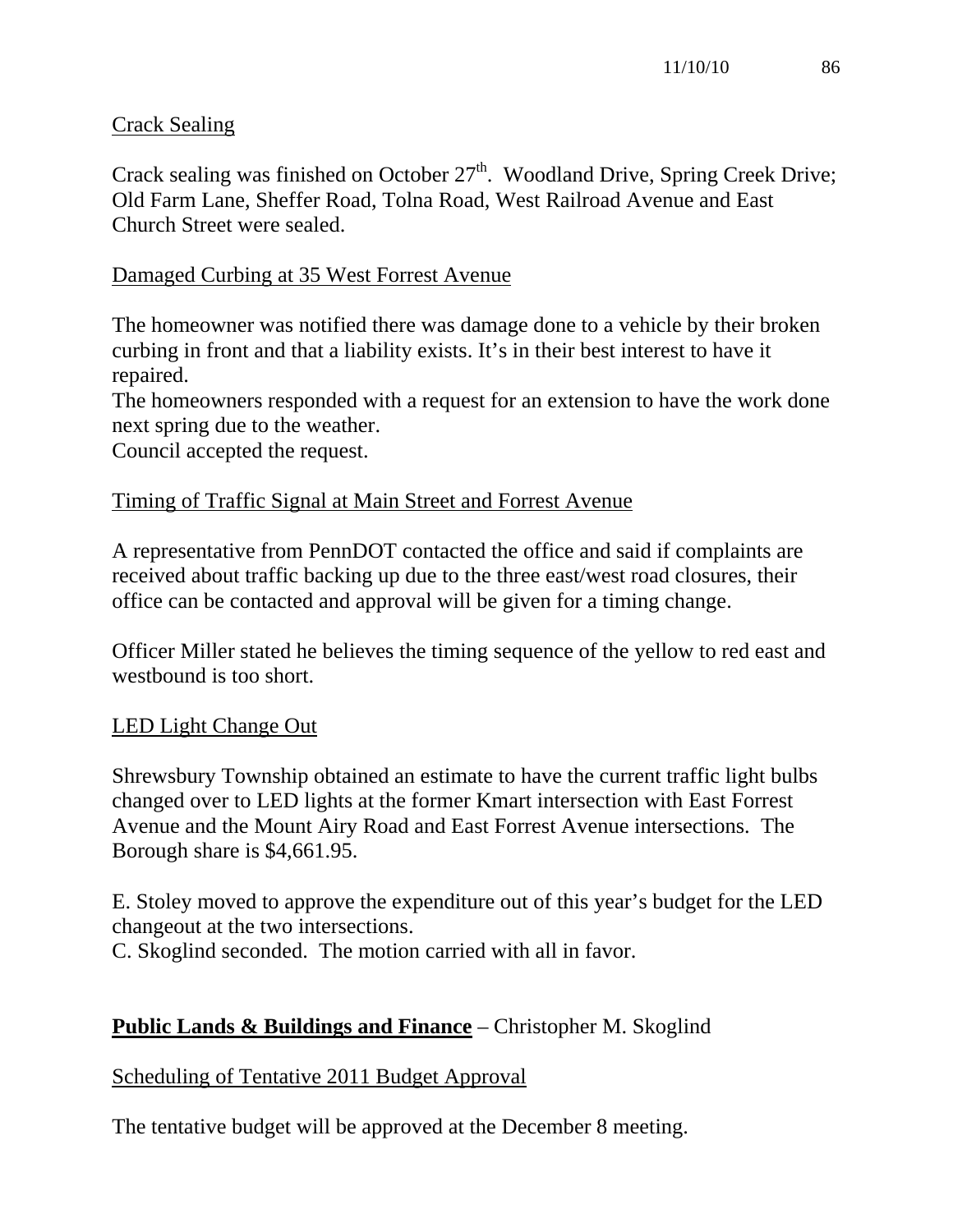Crack Sealing

Crack sealing was finished on October 27th. Woodland Drive, Spring Creek Drive; Old Farm Lane, Sheffer Road, Tolna Road, West Railroad Avenue and East Church Street were sealed.

Damaged Curbing at 35 West Forrest Avenue

The homeowner was notified there was damage done to a vehicle by their broken curbing in front and that a liability exists. It's in their best interest to have it repaired.
The homeowners responded with a request for an extension to have the work done next spring due to the weather.
Council accepted the request.

Timing of Traffic Signal at Main Street and Forrest Avenue

A representative from PennDOT contacted the office and said if complaints are received about traffic backing up due to the three east/west road closures, their office can be contacted and approval will be given for a timing change.

Officer Miller stated he believes the timing sequence of the yellow to red east and westbound is too short.

LED Light Change Out

Shrewsbury Township obtained an estimate to have the current traffic light bulbs changed over to LED lights at the former Kmart intersection with East Forrest Avenue and the Mount Airy Road and East Forrest Avenue intersections. The Borough share is $4,661.95.

E. Stoley moved to approve the expenditure out of this year's budget for the LED changeout at the two intersections.
C. Skoglind seconded. The motion carried with all in favor.

**Public Lands & Buildings and Finance** – Christopher M. Skoglind

Scheduling of Tentative 2011 Budget Approval

The tentative budget will be approved at the December 8 meeting.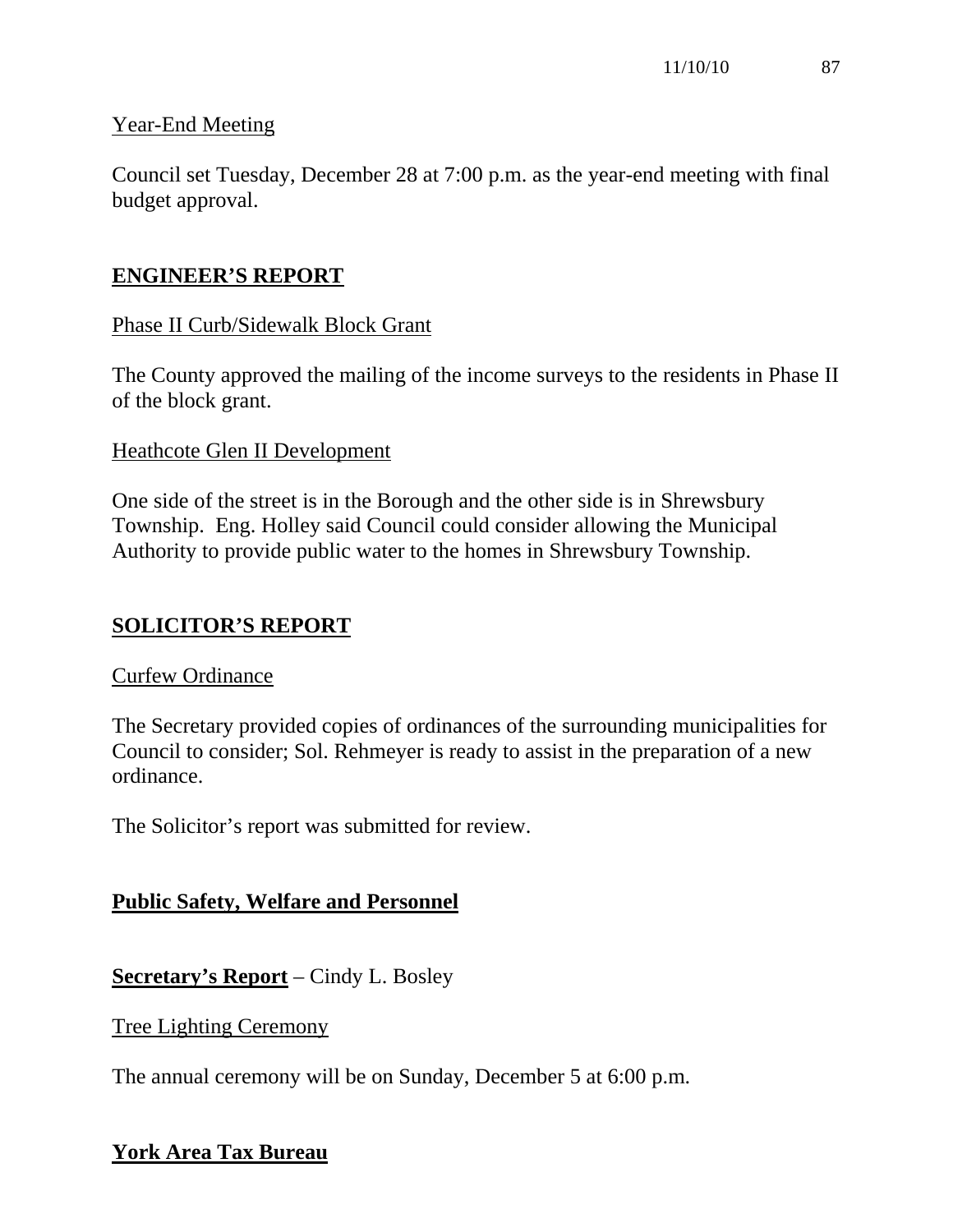Year-End Meeting

Council set Tuesday, December 28 at 7:00 p.m. as the year-end meeting with final budget approval.

## ENGINEER'S REPORT

Phase II Curb/Sidewalk Block Grant

The County approved the mailing of the income surveys to the residents in Phase II of the block grant.

Heathcote Glen II Development

One side of the street is in the Borough and the other side is in Shrewsbury Township. Eng. Holley said Council could consider allowing the Municipal Authority to provide public water to the homes in Shrewsbury Township.

## SOLICITOR'S REPORT

Curfew Ordinance

The Secretary provided copies of ordinances of the surrounding municipalities for Council to consider; Sol. Rehmeyer is ready to assist in the preparation of a new ordinance.

The Solicitor's report was submitted for review.

## Public Safety, Welfare and Personnel

**Secretary's Report** – Cindy L. Bosley

Tree Lighting Ceremony

The annual ceremony will be on Sunday, December 5 at 6:00 p.m.

## York Area Tax Bureau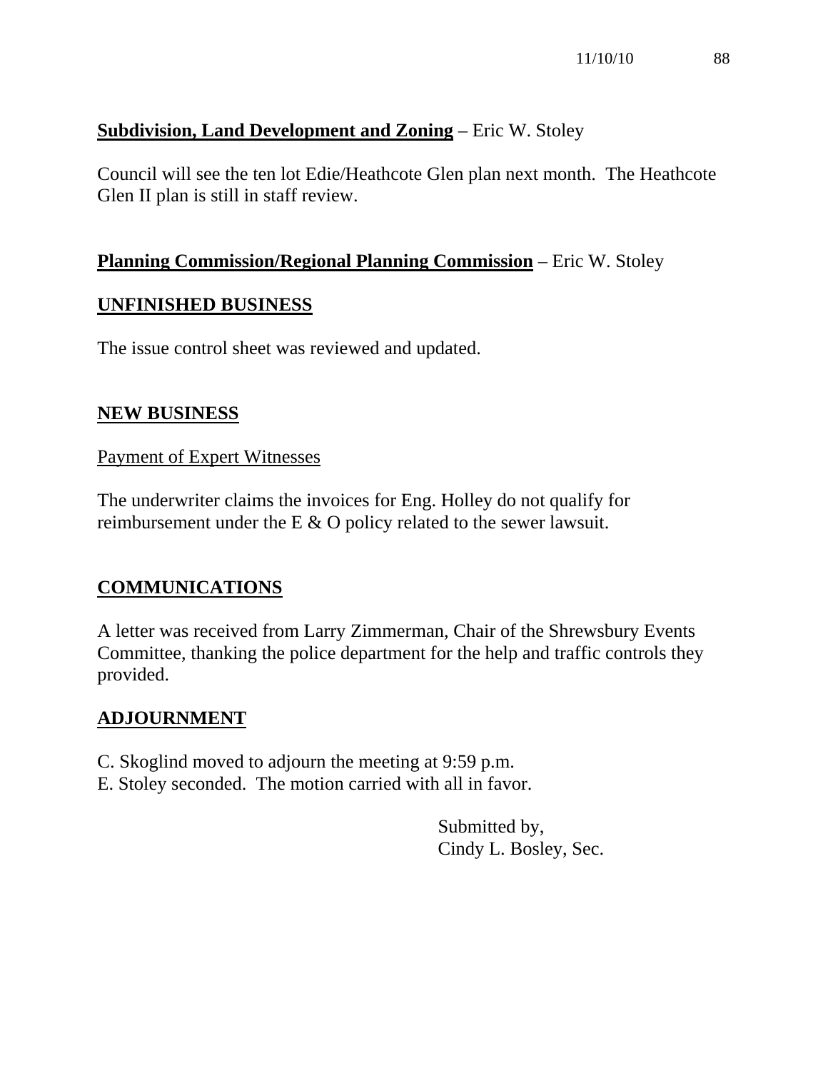**Subdivision, Land Development and Zoning** – Eric W. Stoley

Council will see the ten lot Edie/Heathcote Glen plan next month. The Heathcote Glen II plan is still in staff review.

**Planning Commission/Regional Planning Commission** – Eric W. Stoley

## UNFINISHED BUSINESS

The issue control sheet was reviewed and updated.

## NEW BUSINESS

Payment of Expert Witnesses

The underwriter claims the invoices for Eng. Holley do not qualify for reimbursement under the E & O policy related to the sewer lawsuit.

## COMMUNICATIONS

A letter was received from Larry Zimmerman, Chair of the Shrewsbury Events Committee, thanking the police department for the help and traffic controls they provided.

## ADJOURNMENT

C. Skoglind moved to adjourn the meeting at 9:59 p.m.
E. Stoley seconded. The motion carried with all in favor.

Submitted by,
Cindy L. Bosley, Sec.